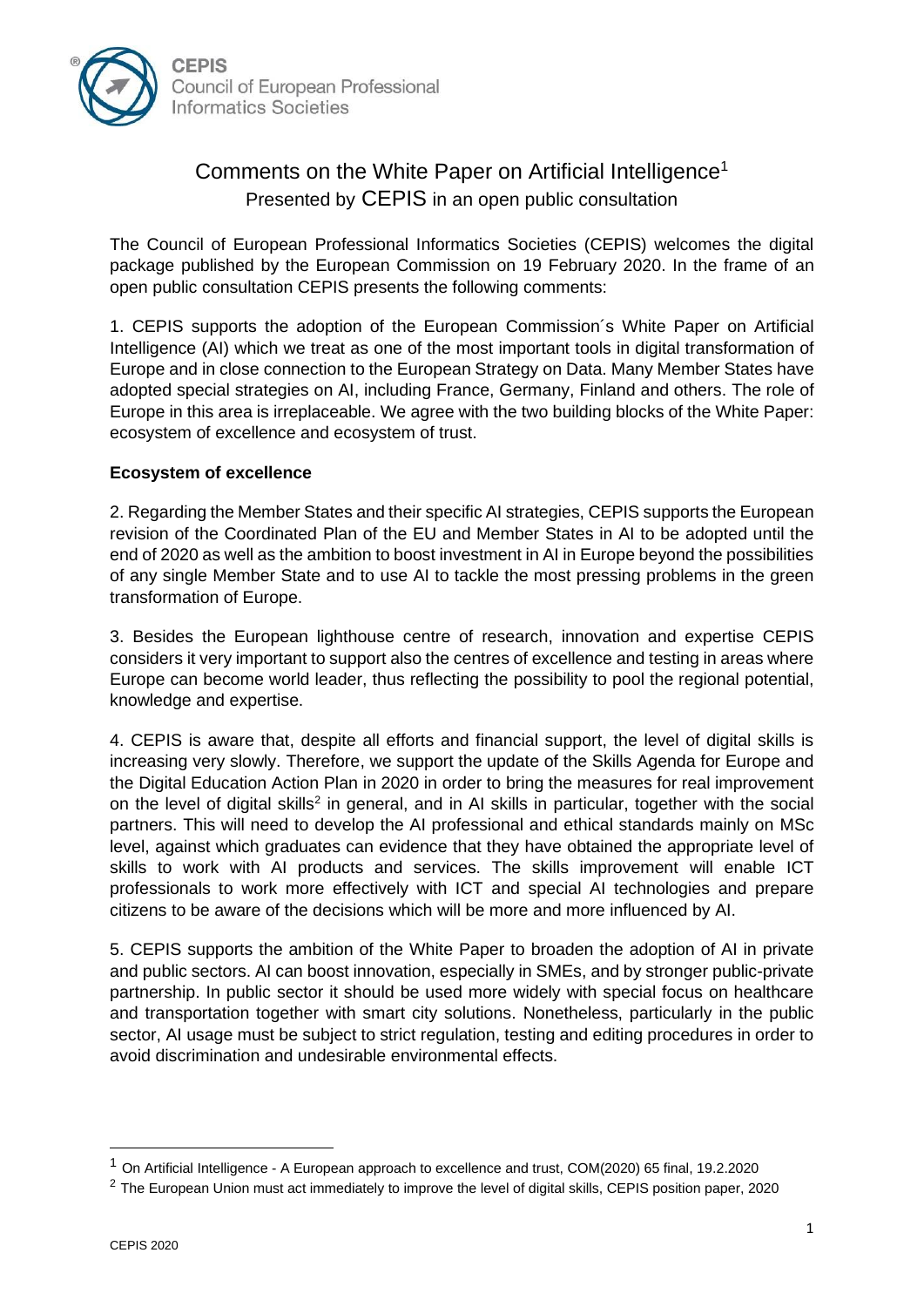CEPIS
Council of European Professional Informatics Societies

# Comments on the White Paper on Artificial Intelligence[1]

Presented by CEPIS in an open public consultation

The Council of European Professional Informatics Societies (CEPIS) welcomes the digital package published by the European Commission on 19 February 2020. In the frame of an open public consultation CEPIS presents the following comments:

1. CEPIS supports the adoption of the European Commission´s White Paper on Artificial Intelligence (AI) which we treat as one of the most important tools in digital transformation of Europe and in close connection to the European Strategy on Data. Many Member States have adopted special strategies on AI, including France, Germany, Finland and others. The role of Europe in this area is irreplaceable. We agree with the two building blocks of the White Paper: ecosystem of excellence and ecosystem of trust.

## Ecosystem of excellence

2. Regarding the Member States and their specific AI strategies, CEPIS supports the European revision of the Coordinated Plan of the EU and Member States in AI to be adopted until the end of 2020 as well as the ambition to boost investment in AI in Europe beyond the possibilities of any single Member State and to use AI to tackle the most pressing problems in the green transformation of Europe.

3. Besides the European lighthouse centre of research, innovation and expertise CEPIS considers it very important to support also the centres of excellence and testing in areas where Europe can become world leader, thus reflecting the possibility to pool the regional potential, knowledge and expertise.

4. CEPIS is aware that, despite all efforts and financial support, the level of digital skills is increasing very slowly. Therefore, we support the update of the Skills Agenda for Europe and the Digital Education Action Plan in 2020 in order to bring the measures for real improvement on the level of digital skills[2] in general, and in AI skills in particular, together with the social partners. This will need to develop the AI professional and ethical standards mainly on MSc level, against which graduates can evidence that they have obtained the appropriate level of skills to work with AI products and services. The skills improvement will enable ICT professionals to work more effectively with ICT and special AI technologies and prepare citizens to be aware of the decisions which will be more and more influenced by AI.

5. CEPIS supports the ambition of the White Paper to broaden the adoption of AI in private and public sectors. AI can boost innovation, especially in SMEs, and by stronger public-private partnership. In public sector it should be used more widely with special focus on healthcare and transportation together with smart city solutions. Nonetheless, particularly in the public sector, AI usage must be subject to strict regulation, testing and editing procedures in order to avoid discrimination and undesirable environmental effects.

---

[1] On Artificial Intelligence - A European approach to excellence and trust, COM(2020) 65 final, 19.2.2020

[2] The European Union must act immediately to improve the level of digital skills, CEPIS position paper, 2020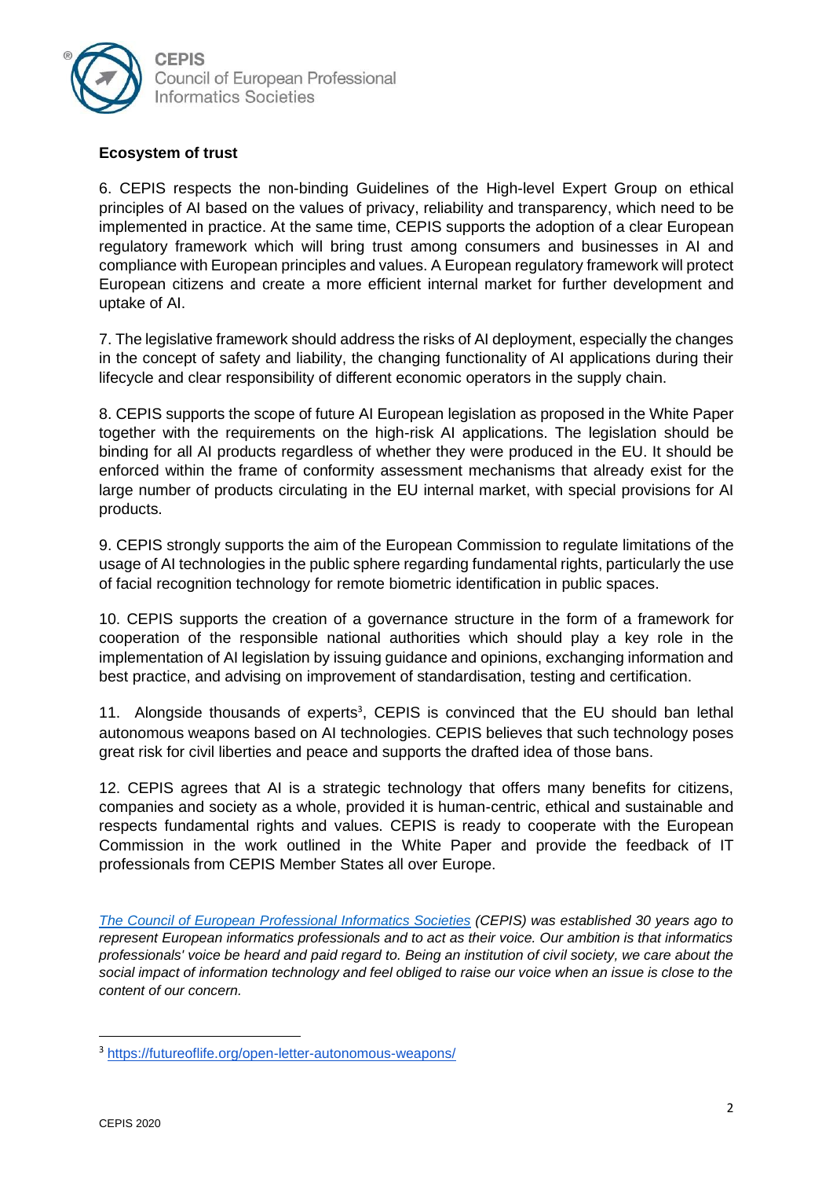**Ecosystem of trust**

6. CEPIS respects the non-binding Guidelines of the High-level Expert Group on ethical principles of AI based on the values of privacy, reliability and transparency, which need to be implemented in practice. At the same time, CEPIS supports the adoption of a clear European regulatory framework which will bring trust among consumers and businesses in AI and compliance with European principles and values. A European regulatory framework will protect European citizens and create a more efficient internal market for further development and uptake of AI.

7. The legislative framework should address the risks of AI deployment, especially the changes in the concept of safety and liability, the changing functionality of AI applications during their lifecycle and clear responsibility of different economic operators in the supply chain.

8. CEPIS supports the scope of future AI European legislation as proposed in the White Paper together with the requirements on the high-risk AI applications. The legislation should be binding for all AI products regardless of whether they were produced in the EU. It should be enforced within the frame of conformity assessment mechanisms that already exist for the large number of products circulating in the EU internal market, with special provisions for AI products.

9. CEPIS strongly supports the aim of the European Commission to regulate limitations of the usage of AI technologies in the public sphere regarding fundamental rights, particularly the use of facial recognition technology for remote biometric identification in public spaces.

10. CEPIS supports the creation of a governance structure in the form of a framework for cooperation of the responsible national authorities which should play a key role in the implementation of AI legislation by issuing guidance and opinions, exchanging information and best practice, and advising on improvement of standardisation, testing and certification.

11. Alongside thousands of experts[3], CEPIS is convinced that the EU should ban lethal autonomous weapons based on AI technologies. CEPIS believes that such technology poses great risk for civil liberties and peace and supports the drafted idea of those bans.

12. CEPIS agrees that AI is a strategic technology that offers many benefits for citizens, companies and society as a whole, provided it is human-centric, ethical and sustainable and respects fundamental rights and values. CEPIS is ready to cooperate with the European Commission in the work outlined in the White Paper and provide the feedback of IT professionals from CEPIS Member States all over Europe.

*[The Council of European Professional Informatics Societies](https://www.cepis.org) (CEPIS) was established 30 years ago to represent European informatics professionals and to act as their voice. Our ambition is that informatics professionals' voice be heard and paid regard to. Being an institution of civil society, we care about the social impact of information technology and feel obliged to raise our voice when an issue is close to the content of our concern.*

---

[3] https://futureoflife.org/open-letter-autonomous-weapons/